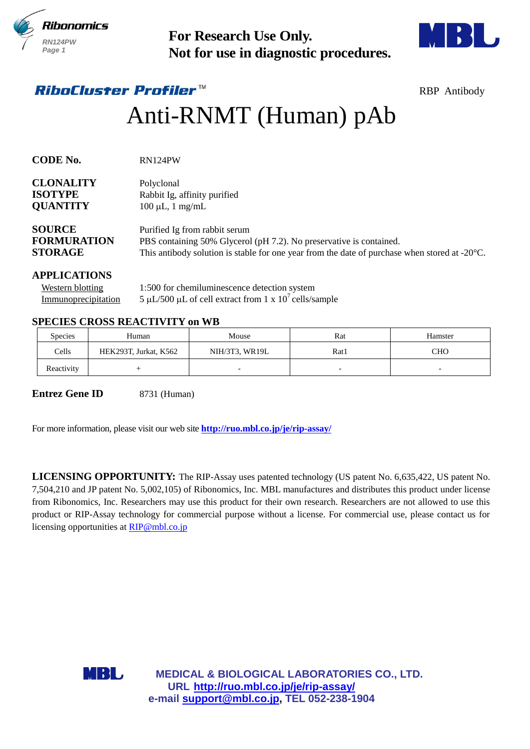**For Research Use Only.**
**Not for use in diagnostic procedures.**

***RiboCluster Profiler*™** RBP Antibody

# Anti-RNMT (Human) pAb

**CODE No.** RN124PW

**CLONALITY** Polyclonal
**ISOTYPE** Rabbit Ig, affinity purified
**QUANTITY** 100 µL, 1 mg/mL

**SOURCE** Purified Ig from rabbit serum
**FORMURATION** PBS containing 50% Glycerol (pH 7.2). No preservative is contained.
**STORAGE** This antibody solution is stable for one year from the date of purchase when stored at -20°C.

**APPLICATIONS**

Western blotting 1:500 for chemiluminescence detection system
Immunoprecipitation 5 µL/500 µL of cell extract from 1 x $10^7$ cells/sample

**SPECIES CROSS REACTIVITY on WB**

| Species | Human | Mouse | Rat | Hamster |
|---|---|---|---|---|
| Cells | HEK293T, Jurkat, K562 | NIH/3T3, WR19L | Rat1 | CHO |
| Reactivity | + | - | - | - |

**Entrez Gene ID** 8731 (Human)

For more information, please visit our web site **http://ruo.mbl.co.jp/je/rip-assay/**

**LICENSING OPPORTUNITY:** The RIP-Assay uses patented technology (US patent No. 6,635,422, US patent No. 7,504,210 and JP patent No. 5,002,105) of Ribonomics, Inc. MBL manufactures and distributes this product under license from Ribonomics, Inc. Researchers may use this product for their own research. Researchers are not allowed to use this product or RIP-Assay technology for commercial purpose without a license. For commercial use, please contact us for licensing opportunities at RIP@mbl.co.jp

**MEDICAL & BIOLOGICAL LABORATORIES CO., LTD.**
**URL http://ruo.mbl.co.jp/je/rip-assay/**
**e-mail support@mbl.co.jp, TEL 052-238-1904**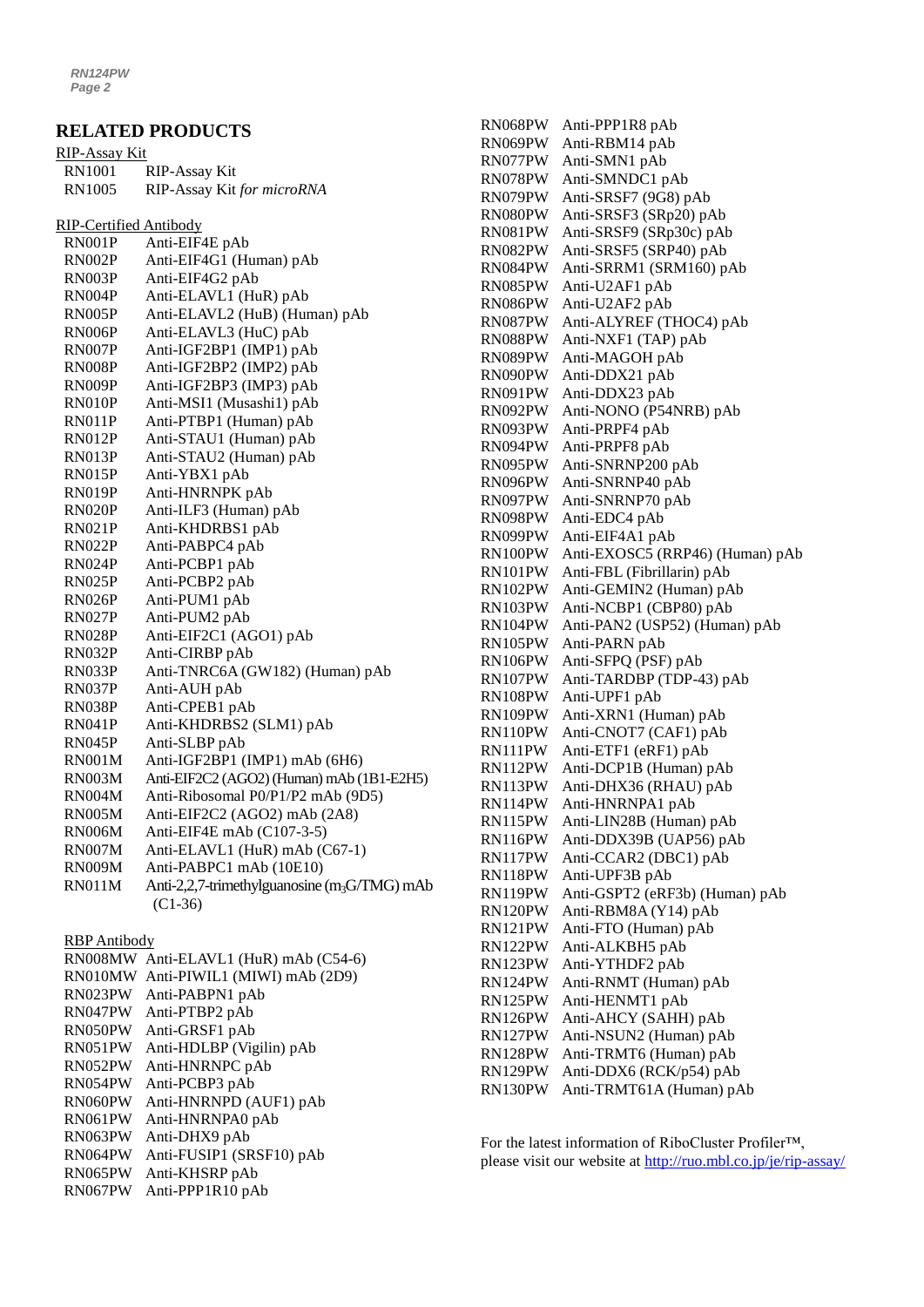## RELATED PRODUCTS

RIP-Assay Kit

| | |
|---|---|
| RN1001 | RIP-Assay Kit |
| RN1005 | RIP-Assay Kit *for microRNA* |

RIP-Certified Antibody

| | |
|---|---|
| RN001P | Anti-EIF4E pAb |
| RN002P | Anti-EIF4G1 (Human) pAb |
| RN003P | Anti-EIF4G2 pAb |
| RN004P | Anti-ELAVL1 (HuR) pAb |
| RN005P | Anti-ELAVL2 (HuB) (Human) pAb |
| RN006P | Anti-ELAVL3 (HuC) pAb |
| RN007P | Anti-IGF2BP1 (IMP1) pAb |
| RN008P | Anti-IGF2BP2 (IMP2) pAb |
| RN009P | Anti-IGF2BP3 (IMP3) pAb |
| RN010P | Anti-MSI1 (Musashi1) pAb |
| RN011P | Anti-PTBP1 (Human) pAb |
| RN012P | Anti-STAU1 (Human) pAb |
| RN013P | Anti-STAU2 (Human) pAb |
| RN015P | Anti-YBX1 pAb |
| RN019P | Anti-HNRNPK pAb |
| RN020P | Anti-ILF3 (Human) pAb |
| RN021P | Anti-KHDRBS1 pAb |
| RN022P | Anti-PABPC4 pAb |
| RN024P | Anti-PCBP1 pAb |
| RN025P | Anti-PCBP2 pAb |
| RN026P | Anti-PUM1 pAb |
| RN027P | Anti-PUM2 pAb |
| RN028P | Anti-EIF2C1 (AGO1) pAb |
| RN032P | Anti-CIRBP pAb |
| RN033P | Anti-TNRC6A (GW182) (Human) pAb |
| RN037P | Anti-AUH pAb |
| RN038P | Anti-CPEB1 pAb |
| RN041P | Anti-KHDRBS2 (SLM1) pAb |
| RN045P | Anti-SLBP pAb |
| RN001M | Anti-IGF2BP1 (IMP1) mAb (6H6) |
| RN003M | Anti-EIF2C2 (AGO2) (Human) mAb (1B1-E2H5) |
| RN004M | Anti-Ribosomal P0/P1/P2 mAb (9D5) |
| RN005M | Anti-EIF2C2 (AGO2) mAb (2A8) |
| RN006M | Anti-EIF4E mAb (C107-3-5) |
| RN007M | Anti-ELAVL1 (HuR) mAb (C67-1) |
| RN009M | Anti-PABPC1 mAb (10E10) |
| RN011M | Anti-2,2,7-trimethylguanosine ($m_3G$/TMG) mAb (C1-36) |

RBP Antibody

| | |
|---|---|
| RN008MW | Anti-ELAVL1 (HuR) mAb (C54-6) |
| RN010MW | Anti-PIWIL1 (MIWI) mAb (2D9) |
| RN023PW | Anti-PABPN1 pAb |
| RN047PW | Anti-PTBP2 pAb |
| RN050PW | Anti-GRSF1 pAb |
| RN051PW | Anti-HDLBP (Vigilin) pAb |
| RN052PW | Anti-HNRNPC pAb |
| RN054PW | Anti-PCBP3 pAb |
| RN060PW | Anti-HNRNPD (AUF1) pAb |
| RN061PW | Anti-HNRNPA0 pAb |
| RN063PW | Anti-DHX9 pAb |
| RN064PW | Anti-FUSIP1 (SRSF10) pAb |
| RN065PW | Anti-KHSRP pAb |
| RN067PW | Anti-PPP1R10 pAb |
| RN068PW | Anti-PPP1R8 pAb |
| RN069PW | Anti-RBM14 pAb |
| RN077PW | Anti-SMN1 pAb |
| RN078PW | Anti-SMNDC1 pAb |
| RN079PW | Anti-SRSF7 (9G8) pAb |
| RN080PW | Anti-SRSF3 (SRp20) pAb |
| RN081PW | Anti-SRSF9 (SRp30c) pAb |
| RN082PW | Anti-SRSF5 (SRP40) pAb |
| RN084PW | Anti-SRRM1 (SRM160) pAb |
| RN085PW | Anti-U2AF1 pAb |
| RN086PW | Anti-U2AF2 pAb |
| RN087PW | Anti-ALYREF (THOC4) pAb |
| RN088PW | Anti-NXF1 (TAP) pAb |
| RN089PW | Anti-MAGOH pAb |
| RN090PW | Anti-DDX21 pAb |
| RN091PW | Anti-DDX23 pAb |
| RN092PW | Anti-NONO (P54NRB) pAb |
| RN093PW | Anti-PRPF4 pAb |
| RN094PW | Anti-PRPF8 pAb |
| RN095PW | Anti-SNRNP200 pAb |
| RN096PW | Anti-SNRNP40 pAb |
| RN097PW | Anti-SNRNP70 pAb |
| RN098PW | Anti-EDC4 pAb |
| RN099PW | Anti-EIF4A1 pAb |
| RN100PW | Anti-EXOSC5 (RRP46) (Human) pAb |
| RN101PW | Anti-FBL (Fibrillarin) pAb |
| RN102PW | Anti-GEMIN2 (Human) pAb |
| RN103PW | Anti-NCBP1 (CBP80) pAb |
| RN104PW | Anti-PAN2 (USP52) (Human) pAb |
| RN105PW | Anti-PARN pAb |
| RN106PW | Anti-SFPQ (PSF) pAb |
| RN107PW | Anti-TARDBP (TDP-43) pAb |
| RN108PW | Anti-UPF1 pAb |
| RN109PW | Anti-XRN1 (Human) pAb |
| RN110PW | Anti-CNOT7 (CAF1) pAb |
| RN111PW | Anti-ETF1 (eRF1) pAb |
| RN112PW | Anti-DCP1B (Human) pAb |
| RN113PW | Anti-DHX36 (RHAU) pAb |
| RN114PW | Anti-HNRNPA1 pAb |
| RN115PW | Anti-LIN28B (Human) pAb |
| RN116PW | Anti-DDX39B (UAP56) pAb |
| RN117PW | Anti-CCAR2 (DBC1) pAb |
| RN118PW | Anti-UPF3B pAb |
| RN119PW | Anti-GSPT2 (eRF3b) (Human) pAb |
| RN120PW | Anti-RBM8A (Y14) pAb |
| RN121PW | Anti-FTO (Human) pAb |
| RN122PW | Anti-ALKBH5 pAb |
| RN123PW | Anti-YTHDF2 pAb |
| RN124PW | Anti-RNMT (Human) pAb |
| RN125PW | Anti-HENMT1 pAb |
| RN126PW | Anti-AHCY (SAHH) pAb |
| RN127PW | Anti-NSUN2 (Human) pAb |
| RN128PW | Anti-TRMT6 (Human) pAb |
| RN129PW | Anti-DDX6 (RCK/p54) pAb |
| RN130PW | Anti-TRMT61A (Human) pAb |

For the latest information of RiboCluster Profiler™, please visit our website at http://ruo.mbl.co.jp/je/rip-assay/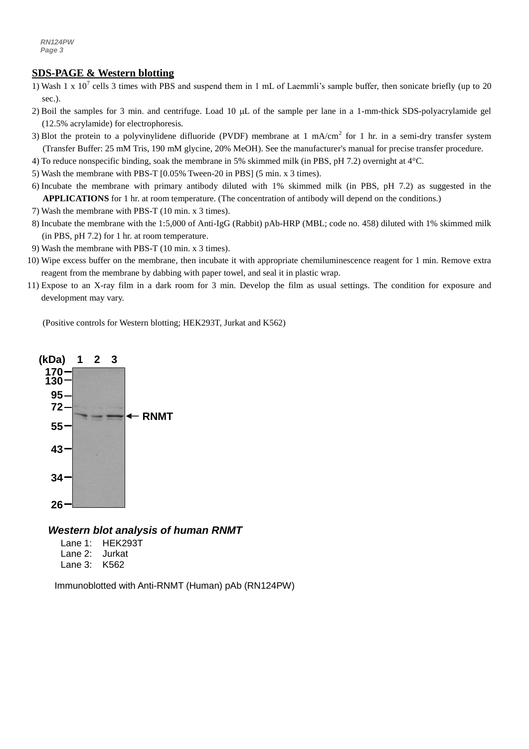## SDS-PAGE & Western blotting

1) Wash 1 x $10^7$ cells 3 times with PBS and suspend them in 1 mL of Laemmli's sample buffer, then sonicate briefly (up to 20 sec.).
2) Boil the samples for 3 min. and centrifuge. Load 10 μL of the sample per lane in a 1-mm-thick SDS-polyacrylamide gel (12.5% acrylamide) for electrophoresis.
3) Blot the protein to a polyvinylidene difluoride (PVDF) membrane at 1 mA/$cm^2$ for 1 hr. in a semi-dry transfer system (Transfer Buffer: 25 mM Tris, 190 mM glycine, 20% MeOH). See the manufacturer's manual for precise transfer procedure.
4) To reduce nonspecific binding, soak the membrane in 5% skimmed milk (in PBS, pH 7.2) overnight at 4°C.
5) Wash the membrane with PBS-T [0.05% Tween-20 in PBS] (5 min. x 3 times).
6) Incubate the membrane with primary antibody diluted with 1% skimmed milk (in PBS, pH 7.2) as suggested in the **APPLICATIONS** for 1 hr. at room temperature. (The concentration of antibody will depend on the conditions.)
7) Wash the membrane with PBS-T (10 min. x 3 times).
8) Incubate the membrane with the 1:5,000 of Anti-IgG (Rabbit) pAb-HRP (MBL; code no. 458) diluted with 1% skimmed milk (in PBS, pH 7.2) for 1 hr. at room temperature.
9) Wash the membrane with PBS-T (10 min. x 3 times).
10) Wipe excess buffer on the membrane, then incubate it with appropriate chemiluminescence reagent for 1 min. Remove extra reagent from the membrane by dabbing with paper towel, and seal it in plastic wrap.
11) Expose to an X-ray film in a dark room for 3 min. Develop the film as usual settings. The condition for exposure and development may vary.

(Positive controls for Western blotting; HEK293T, Jurkat and K562)

(kDa) 1 2 3
170
130
95
72
55
43
34
26
← RNMT

***Western blot analysis of human RNMT***

Lane 1: HEK293T
Lane 2: Jurkat
Lane 3: K562

Immunoblotted with Anti-RNMT (Human) pAb (RN124PW)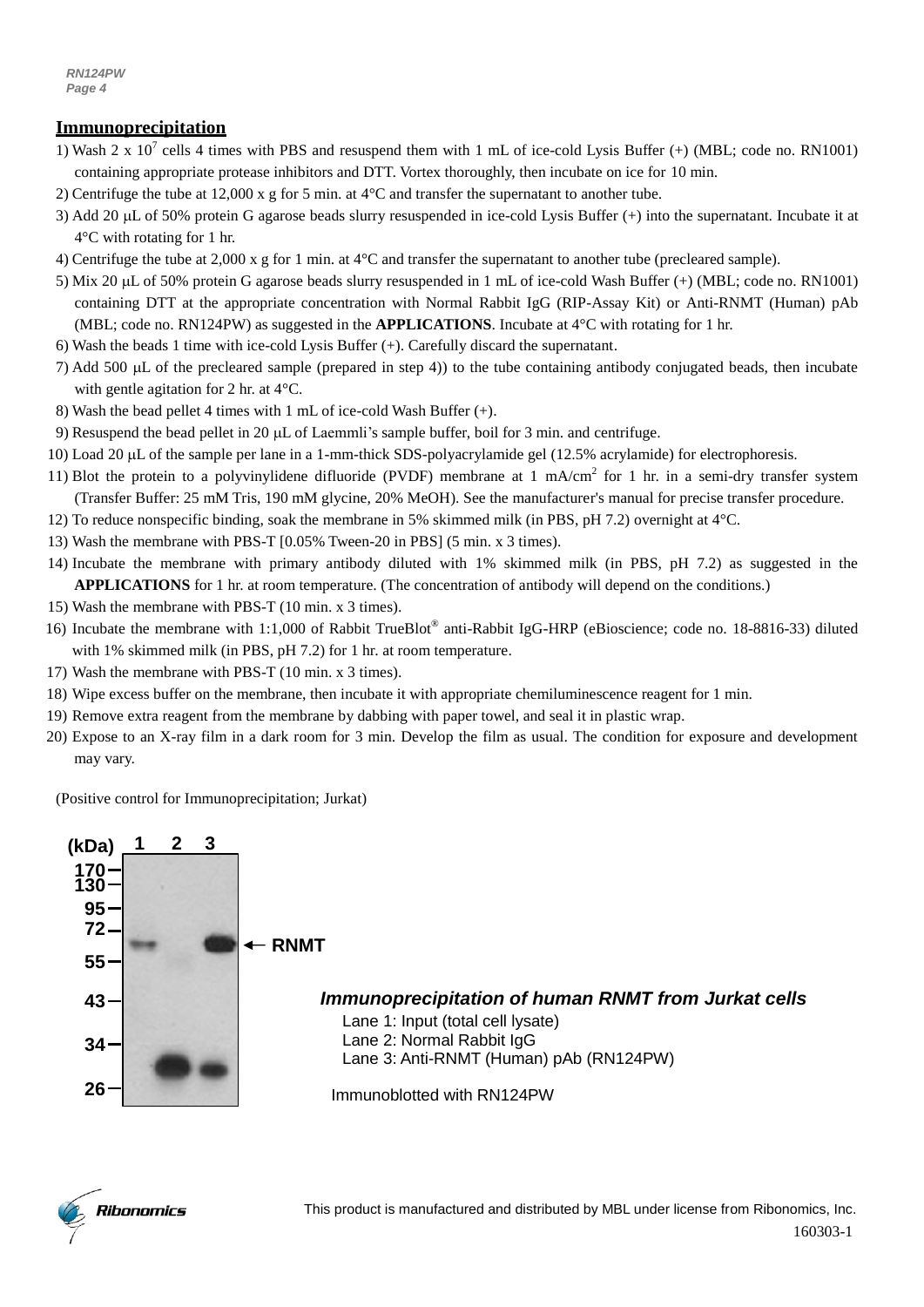## Immunoprecipitation

1) Wash 2 x $10^7$ cells 4 times with PBS and resuspend them with 1 mL of ice-cold Lysis Buffer (+) (MBL; code no. RN1001) containing appropriate protease inhibitors and DTT. Vortex thoroughly, then incubate on ice for 10 min.
2) Centrifuge the tube at 12,000 x g for 5 min. at 4°C and transfer the supernatant to another tube.
3) Add 20 μL of 50% protein G agarose beads slurry resuspended in ice-cold Lysis Buffer (+) into the supernatant. Incubate it at 4°C with rotating for 1 hr.
4) Centrifuge the tube at 2,000 x g for 1 min. at 4°C and transfer the supernatant to another tube (precleared sample).
5) Mix 20 μL of 50% protein G agarose beads slurry resuspended in 1 mL of ice-cold Wash Buffer (+) (MBL; code no. RN1001) containing DTT at the appropriate concentration with Normal Rabbit IgG (RIP-Assay Kit) or Anti-RNMT (Human) pAb (MBL; code no. RN124PW) as suggested in the **APPLICATIONS**. Incubate at 4°C with rotating for 1 hr.
6) Wash the beads 1 time with ice-cold Lysis Buffer (+). Carefully discard the supernatant.
7) Add 500 μL of the precleared sample (prepared in step 4)) to the tube containing antibody conjugated beads, then incubate with gentle agitation for 2 hr. at 4°C.
8) Wash the bead pellet 4 times with 1 mL of ice-cold Wash Buffer (+).
9) Resuspend the bead pellet in 20 μL of Laemmli's sample buffer, boil for 3 min. and centrifuge.
10) Load 20 μL of the sample per lane in a 1-mm-thick SDS-polyacrylamide gel (12.5% acrylamide) for electrophoresis.
11) Blot the protein to a polyvinylidene difluoride (PVDF) membrane at 1 mA/$cm^2$ for 1 hr. in a semi-dry transfer system (Transfer Buffer: 25 mM Tris, 190 mM glycine, 20% MeOH). See the manufacturer's manual for precise transfer procedure.
12) To reduce nonspecific binding, soak the membrane in 5% skimmed milk (in PBS, pH 7.2) overnight at 4°C.
13) Wash the membrane with PBS-T [0.05% Tween-20 in PBS] (5 min. x 3 times).
14) Incubate the membrane with primary antibody diluted with 1% skimmed milk (in PBS, pH 7.2) as suggested in the **APPLICATIONS** for 1 hr. at room temperature. (The concentration of antibody will depend on the conditions.)
15) Wash the membrane with PBS-T (10 min. x 3 times).
16) Incubate the membrane with 1:1,000 of Rabbit TrueBlot® anti-Rabbit IgG-HRP (eBioscience; code no. 18-8816-33) diluted with 1% skimmed milk (in PBS, pH 7.2) for 1 hr. at room temperature.
17) Wash the membrane with PBS-T (10 min. x 3 times).
18) Wipe excess buffer on the membrane, then incubate it with appropriate chemiluminescence reagent for 1 min.
19) Remove extra reagent from the membrane by dabbing with paper towel, and seal it in plastic wrap.
20) Expose to an X-ray film in a dark room for 3 min. Develop the film as usual. The condition for exposure and development may vary.

(Positive control for Immunoprecipitation; Jurkat)

(kDa) 1 2 3
170
130
95
72
55
43
34
26
← RNMT

***Immunoprecipitation of human RNMT from Jurkat cells***

Lane 1: Input (total cell lysate)
Lane 2: Normal Rabbit IgG
Lane 3: Anti-RNMT (Human) pAb (RN124PW)

Immunoblotted with RN124PW

This product is manufactured and distributed by MBL under license from Ribonomics, Inc.

160303-1